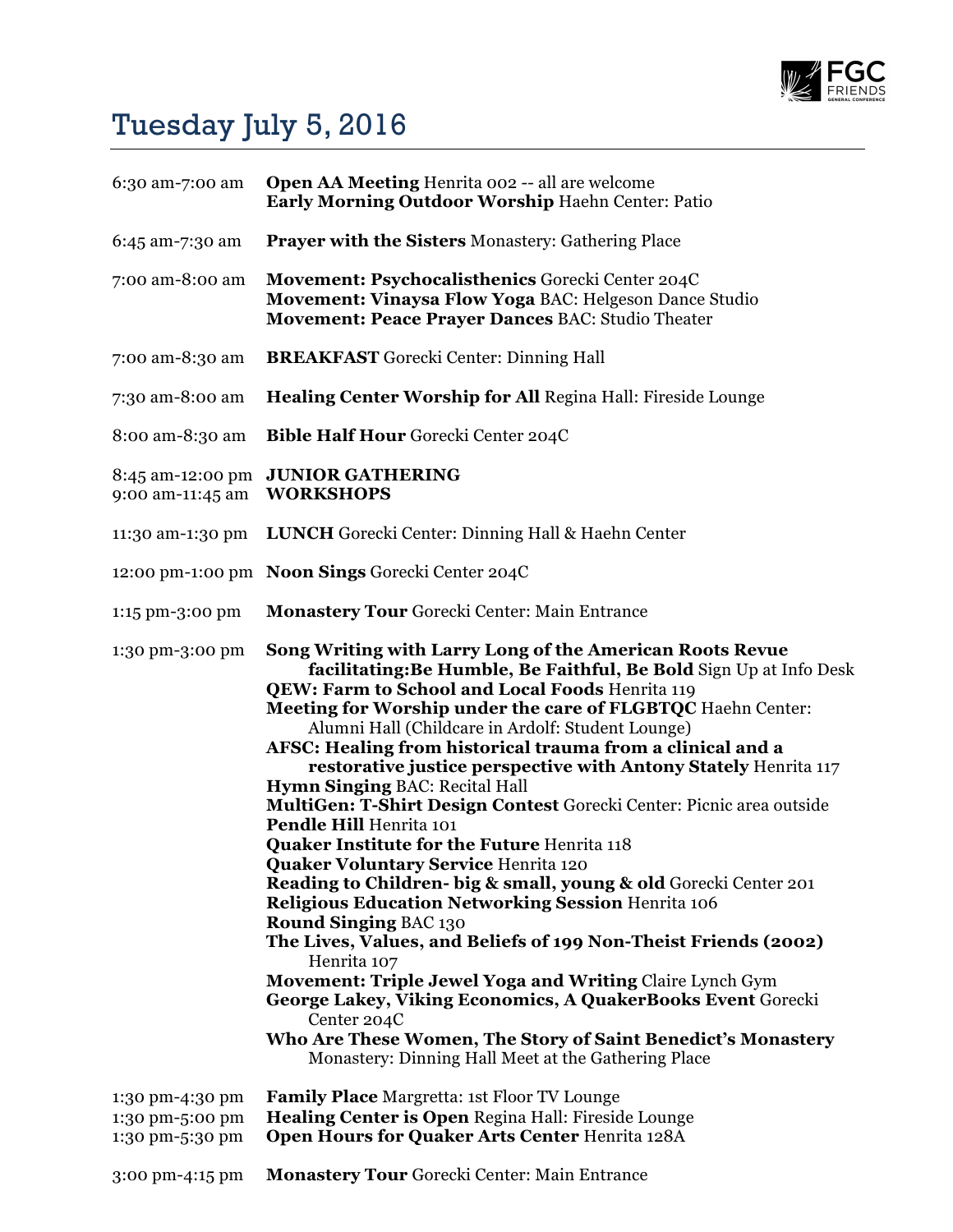# Tuesday July 5, 2016

6:30 am-7:00 am **Open AA Meeting** Henrita 002 -- all are welcome
**Early Morning Outdoor Worship** Haehn Center: Patio

6:45 am-7:30 am **Prayer with the Sisters** Monastery: Gathering Place

7:00 am-8:00 am **Movement: Psychocalisthenics** Gorecki Center 204C
**Movement: Vinaysa Flow Yoga** BAC: Helgeson Dance Studio
**Movement: Peace Prayer Dances** BAC: Studio Theater

7:00 am-8:30 am **BREAKFAST** Gorecki Center: Dinning Hall

7:30 am-8:00 am **Healing Center Worship for All** Regina Hall: Fireside Lounge

8:00 am-8:30 am **Bible Half Hour** Gorecki Center 204C

8:45 am-12:00 pm **JUNIOR GATHERING**
9:00 am-11:45 am **WORKSHOPS**

11:30 am-1:30 pm **LUNCH** Gorecki Center: Dinning Hall & Haehn Center

12:00 pm-1:00 pm **Noon Sings** Gorecki Center 204C

1:15 pm-3:00 pm **Monastery Tour** Gorecki Center: Main Entrance

1:30 pm-3:00 pm **Song Writing with Larry Long of the American Roots Revue facilitating:Be Humble, Be Faithful, Be Bold** Sign Up at Info Desk
**QEW: Farm to School and Local Foods** Henrita 119
**Meeting for Worship under the care of FLGBTQC** Haehn Center: Alumni Hall (Childcare in Ardolf: Student Lounge)
**AFSC: Healing from historical trauma from a clinical and a restorative justice perspective with Antony Stately** Henrita 117
**Hymn Singing** BAC: Recital Hall
**MultiGen: T-Shirt Design Contest** Gorecki Center: Picnic area outside
**Pendle Hill** Henrita 101
**Quaker Institute for the Future** Henrita 118
**Quaker Voluntary Service** Henrita 120
**Reading to Children- big & small, young & old** Gorecki Center 201
**Religious Education Networking Session** Henrita 106
**Round Singing** BAC 130
**The Lives, Values, and Beliefs of 199 Non-Theist Friends (2002)** Henrita 107
**Movement: Triple Jewel Yoga and Writing** Claire Lynch Gym
**George Lakey, Viking Economics, A QuakerBooks Event** Gorecki Center 204C
**Who Are These Women, The Story of Saint Benedict's Monastery** Monastery: Dinning Hall Meet at the Gathering Place

1:30 pm-4:30 pm **Family Place** Margretta: 1st Floor TV Lounge
1:30 pm-5:00 pm **Healing Center is Open** Regina Hall: Fireside Lounge
1:30 pm-5:30 pm **Open Hours for Quaker Arts Center** Henrita 128A

3:00 pm-4:15 pm **Monastery Tour** Gorecki Center: Main Entrance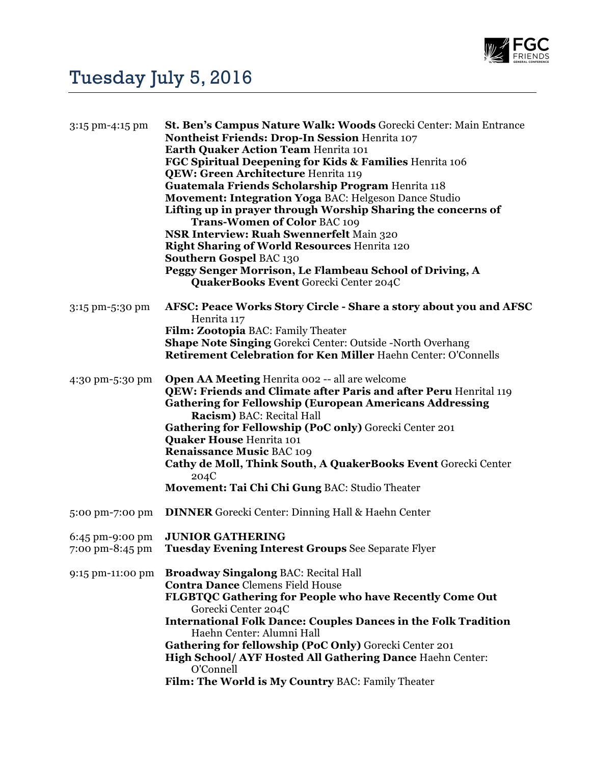# Tuesday July 5, 2016

3:15 pm-4:15 pm

**St. Ben's Campus Nature Walk: Woods** Gorecki Center: Main Entrance
**Nontheist Friends: Drop-In Session** Henrita 107
**Earth Quaker Action Team** Henrita 101
**FGC Spiritual Deepening for Kids & Families** Henrita 106
**QEW: Green Architecture** Henrita 119
**Guatemala Friends Scholarship Program** Henrita 118
**Movement: Integration Yoga** BAC: Helgeson Dance Studio
**Lifting up in prayer through Worship Sharing the concerns of Trans-Women of Color** BAC 109
**NSR Interview: Ruah Swennerfelt** Main 320
**Right Sharing of World Resources** Henrita 120
**Southern Gospel** BAC 130
**Peggy Senger Morrison, Le Flambeau School of Driving, A QuakerBooks Event** Gorecki Center 204C

3:15 pm-5:30 pm

**AFSC: Peace Works Story Circle - Share a story about you and AFSC** Henrita 117
**Film: Zootopia** BAC: Family Theater
**Shape Note Singing** Gorekci Center: Outside -North Overhang
**Retirement Celebration for Ken Miller** Haehn Center: O'Connells

4:30 pm-5:30 pm

**Open AA Meeting** Henrita 002 -- all are welcome
**QEW: Friends and Climate after Paris and after Peru** Henrital 119
**Gathering for Fellowship (European Americans Addressing Racism)** BAC: Recital Hall
**Gathering for Fellowship (PoC only)** Gorecki Center 201
**Quaker House** Henrita 101
**Renaissance Music** BAC 109
**Cathy de Moll, Think South, A QuakerBooks Event** Gorecki Center 204C
**Movement: Tai Chi Chi Gung** BAC: Studio Theater

5:00 pm-7:00 pm

**DINNER** Gorecki Center: Dinning Hall & Haehn Center

6:45 pm-9:00 pm

**JUNIOR GATHERING**

7:00 pm-8:45 pm

**Tuesday Evening Interest Groups** See Separate Flyer

9:15 pm-11:00 pm

**Broadway Singalong** BAC: Recital Hall
**Contra Dance** Clemens Field House
**FLGBTQC Gathering for People who have Recently Come Out** Gorecki Center 204C
**International Folk Dance: Couples Dances in the Folk Tradition** Haehn Center: Alumni Hall
**Gathering for fellowship (PoC Only)** Gorecki Center 201
**High School/ AYF Hosted All Gathering Dance** Haehn Center: O'Connell
**Film: The World is My Country** BAC: Family Theater